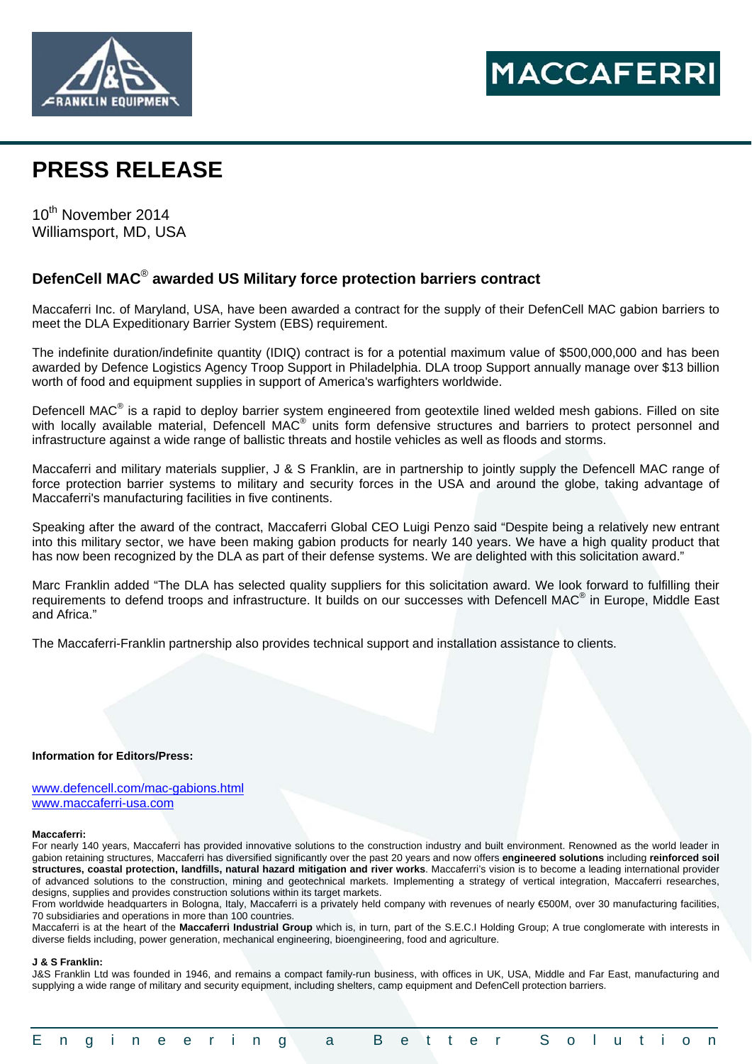# PRESS RELEASE

10th November 2014
Williamsport, MD, USA

## DefenCell MAC® awarded US Military force protection barriers contract

Maccaferri Inc. of Maryland, USA, have been awarded a contract for the supply of their DefenCell MAC gabion barriers to meet the DLA Expeditionary Barrier System (EBS) requirement.

The indefinite duration/indefinite quantity (IDIQ) contract is for a potential maximum value of $500,000,000 and has been awarded by Defence Logistics Agency Troop Support in Philadelphia. DLA troop Support annually manage over $13 billion worth of food and equipment supplies in support of America's warfighters worldwide.

Defencell MAC® is a rapid to deploy barrier system engineered from geotextile lined welded mesh gabions. Filled on site with locally available material, Defencell MAC® units form defensive structures and barriers to protect personnel and infrastructure against a wide range of ballistic threats and hostile vehicles as well as floods and storms.

Maccaferri and military materials supplier, J & S Franklin, are in partnership to jointly supply the Defencell MAC range of force protection barrier systems to military and security forces in the USA and around the globe, taking advantage of Maccaferri's manufacturing facilities in five continents.

Speaking after the award of the contract, Maccaferri Global CEO Luigi Penzo said “Despite being a relatively new entrant into this military sector, we have been making gabion products for nearly 140 years. We have a high quality product that has now been recognized by the DLA as part of their defense systems. We are delighted with this solicitation award.”

Marc Franklin added “The DLA has selected quality suppliers for this solicitation award. We look forward to fulfilling their requirements to defend troops and infrastructure. It builds on our successes with Defencell MAC® in Europe, Middle East and Africa.”

The Maccaferri-Franklin partnership also provides technical support and installation assistance to clients.

**Information for Editors/Press:**

www.defencell.com/mac-gabions.html
www.maccaferri-usa.com

**Maccaferri:**
For nearly 140 years, Maccaferri has provided innovative solutions to the construction industry and built environment. Renowned as the world leader in gabion retaining structures, Maccaferri has diversified significantly over the past 20 years and now offers **engineered solutions** including **reinforced soil structures, coastal protection, landfills, natural hazard mitigation and river works**. Maccaferri's vision is to become a leading international provider of advanced solutions to the construction, mining and geotechnical markets. Implementing a strategy of vertical integration, Maccaferri researches, designs, supplies and provides construction solutions within its target markets.
From worldwide headquarters in Bologna, Italy, Maccaferri is a privately held company with revenues of nearly €500M, over 30 manufacturing facilities, 70 subsidiaries and operations in more than 100 countries.
Maccaferri is at the heart of the **Maccaferri Industrial Group** which is, in turn, part of the S.E.C.I Holding Group; A true conglomerate with interests in diverse fields including, power generation, mechanical engineering, bioengineering, food and agriculture.

**J & S Franklin:**
J&S Franklin Ltd was founded in 1946, and remains a compact family-run business, with offices in UK, USA, Middle and Far East, manufacturing and supplying a wide range of military and security equipment, including shelters, camp equipment and DefenCell protection barriers.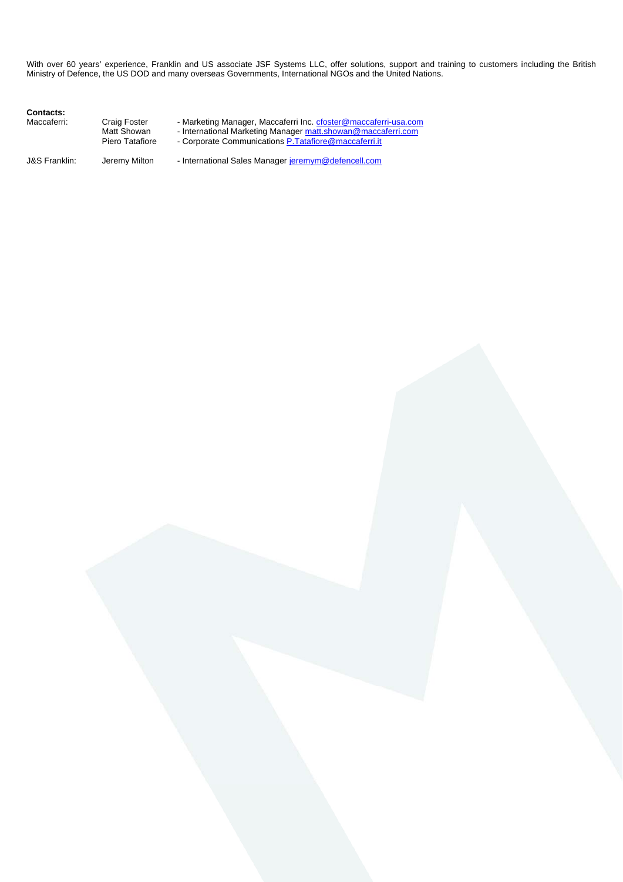With over 60 years' experience, Franklin and US associate JSF Systems LLC, offer solutions, support and training to customers including the British Ministry of Defence, the US DOD and many overseas Governments, International NGOs and the United Nations.

**Contacts:**

| | | |
|---|---|---|
| Maccaferri: | Craig Foster | - Marketing Manager, Maccaferri Inc. cfoster@maccaferri-usa.com |
| | Matt Showan | - International Marketing Manager matt.showan@maccaferri.com |
| | Piero Tatafiore | - Corporate Communications P.Tatafiore@maccaferri.it |
| J&S Franklin: | Jeremy Milton | - International Sales Manager jeremym@defencell.com |